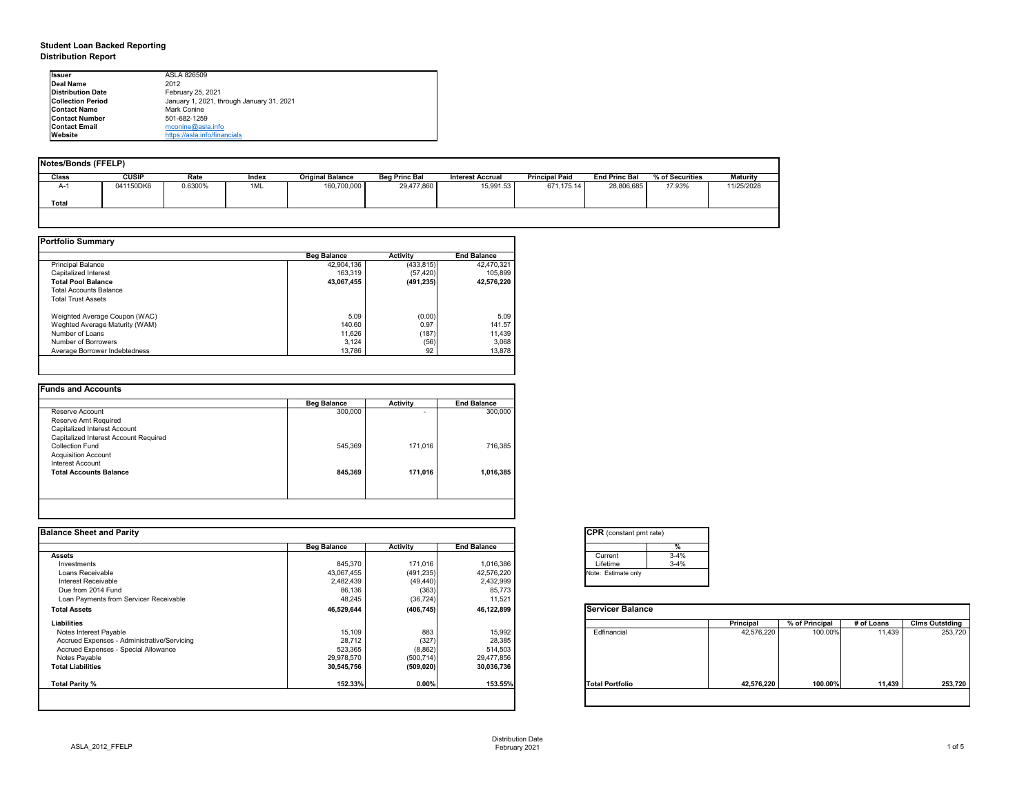# Student Loan Backed Reporting
## Distribution Report

| | |
|---|---|
| **Issuer** | ASLA 826509 |
| **Deal Name** | 2012 |
| **Distribution Date** | February 25, 2021 |
| **Collection Period** | January 1, 2021, through January 31, 2021 |
| **Contact Name** | Mark Conine |
| **Contact Number** | 501-682-1259 |
| **Contact Email** | mconine@asla.info |
| **Website** | https://asla.info/financials |

### Notes/Bonds (FFELP)

| Class | CUSIP | Rate | Index | Original Balance | Beg Princ Bal | Interest Accrual | Principal Paid | End Princ Bal | % of Securities | Maturity |
|---|---|---|---|---|---|---|---|---|---|---|
| A-1 | 041150DK6 | 0.6300% | 1ML | 160,700,000 | 29,477,860 | 15,991.53 | 671,175.14 | 28,806,685 | 17.93% | 11/25/2028 |
| **Total** | | | | | | | | | | |

### Portfolio Summary

| | Beg Balance | Activity | End Balance |
|---|---|---|---|
| Principal Balance | 42,904,136 | (433,815) | 42,470,321 |
| Capitalized Interest | 163,319 | (57,420) | 105,899 |
| **Total Pool Balance** | **43,067,455** | **(491,235)** | **42,576,220** |
| Total Accounts Balance | | | |
| Total Trust Assets | | | |
| | | | |
| Weghted Average Coupon (WAC) | 5.09 | (0.00) | 5.09 |
| Weghted Average Maturity (WAM) | 140.60 | 0.97 | 141.57 |
| Number of Loans | 11,626 | (187) | 11,439 |
| Number of Borrowers | 3,124 | (56) | 3,068 |
| Average Borrower Indebtedness | 13,786 | 92 | 13,878 |

### Funds and Accounts

| | Beg Balance | Activity | End Balance |
|---|---|---|---|
| Reserve Account | 300,000 | - | 300,000 |
| Reserve Amt Required | | | |
| Capitalized Interest Account | | | |
| Capitalized Interest Account Required | | | |
| Collection Fund | 545,369 | 171,016 | 716,385 |
| Acquisition Account | | | |
| Interest Account | | | |
| **Total Accounts Balance** | **845,369** | **171,016** | **1,016,385** |

### Balance Sheet and Parity

| | Beg Balance | Activity | End Balance |
|---|---|---|---|
| **Assets** | | | |
| Investments | 845,370 | 171,016 | 1,016,386 |
| Loans Receivable | 43,067,455 | (491,235) | 42,576,220 |
| Interest Receivable | 2,482,439 | (49,440) | 2,432,999 |
| Due from 2014 Fund | 86,136 | (363) | 85,773 |
| Loan Payments from Servicer Receivable | 48,245 | (36,724) | 11,521 |
| **Total Assets** | **46,529,644** | **(406,745)** | **46,122,899** |
| **Liabilities** | | | |
| Notes Interest Payable | 15,109 | 883 | 15,992 |
| Accrued Expenses - Administrative/Servicing | 28,712 | (327) | 28,385 |
| Accrued Expenses - Special Allowance | 523,365 | (8,862) | 514,503 |
| Notes Payable | 29,978,570 | (500,714) | 29,477,856 |
| **Total Liabilities** | **30,545,756** | **(509,020)** | **30,036,736** |
| | | | |
| **Total Parity %** | **152.33%** | **0.00%** | **153.55%** |

### CPR (constant pmt rate)

| | % |
|---|---|
| Current | 3-4% |
| Lifetime | 3-4% |

Note: Estimate only

### Servicer Balance

| | Principal | % of Principal | # of Loans | Clms Outstding |
|---|---|---|---|---|
| Edfinancial | 42,576,220 | 100.00% | 11,439 | 253,720 |
| **Total Portfolio** | **42,576,220** | **100.00%** | **11,439** | **253,720** |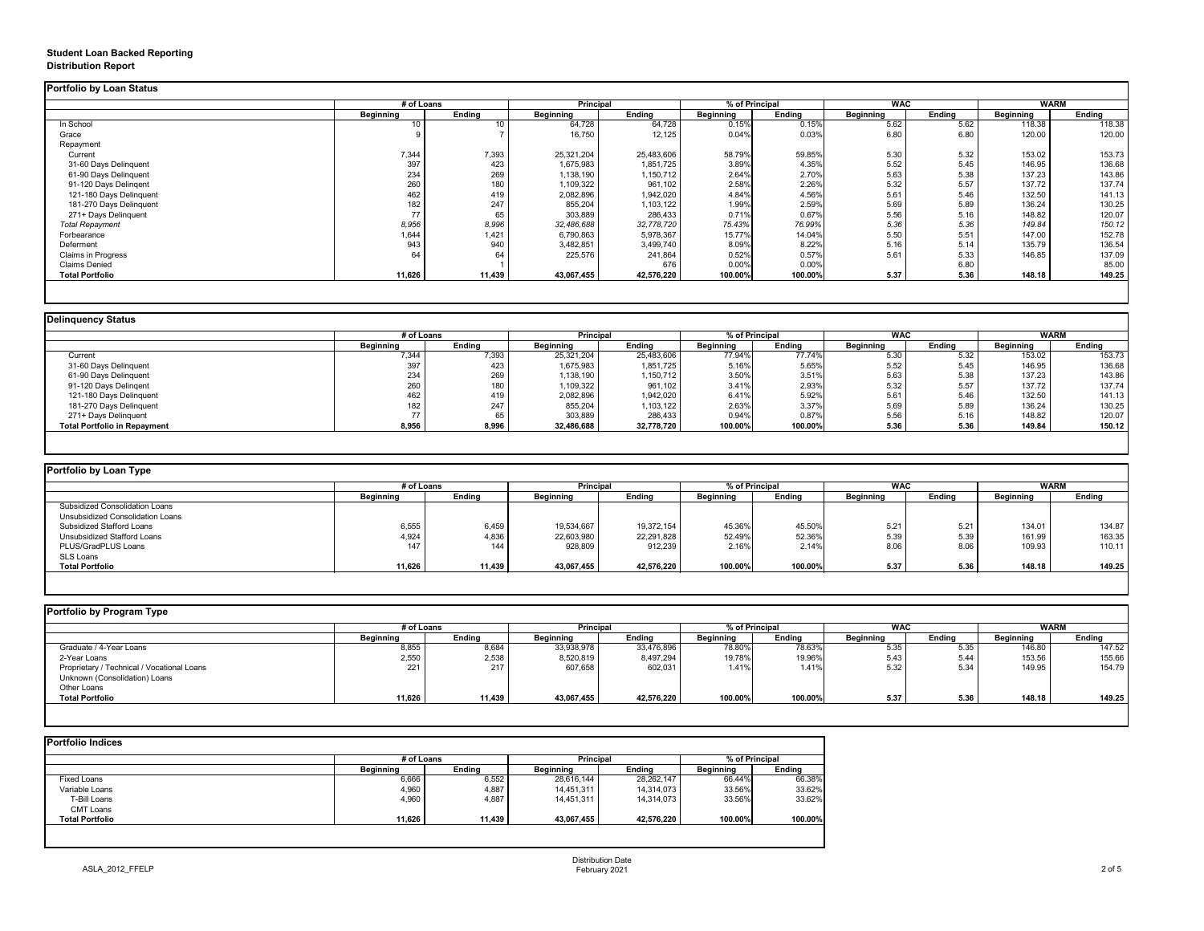# Student Loan Backed Reporting
## Distribution Report

### Portfolio by Loan Status

| | # of Loans | | Principal | | % of Principal | | WAC | | WARM | |
|---|---|---|---|---|---|---|---|---|---|---|
| | Beginning | Ending | Beginning | Ending | Beginning | Ending | Beginning | Ending | Beginning | Ending |
| In School | 10 | 10 | 64,728 | 64,728 | 0.15% | 0.15% | 5.62 | 5.62 | 118.38 | 118.38 |
| Grace | 9 | 7 | 16,750 | 12,125 | 0.04% | 0.03% | 6.80 | 6.80 | 120.00 | 120.00 |
| Repayment | | | | | | | | | | |
| Current | 7,344 | 7,393 | 25,321,204 | 25,483,606 | 58.79% | 59.85% | 5.30 | 5.32 | 153.02 | 153.73 |
| 31-60 Days Delinquent | 397 | 423 | 1,675,983 | 1,851,725 | 3.89% | 4.35% | 5.52 | 5.45 | 146.95 | 136.68 |
| 61-90 Days Delinquent | 234 | 269 | 1,138,190 | 1,150,712 | 2.64% | 2.70% | 5.63 | 5.38 | 137.23 | 143.86 |
| 91-120 Days Delingent | 260 | 180 | 1,109,322 | 961,102 | 2.58% | 2.26% | 5.32 | 5.57 | 137.72 | 137.74 |
| 121-180 Days Delinquent | 462 | 419 | 2,082,896 | 1,942,020 | 4.84% | 4.56% | 5.61 | 5.46 | 132.50 | 141.13 |
| 181-270 Days Delinquent | 182 | 247 | 855,204 | 1,103,122 | 1.99% | 2.59% | 5.69 | 5.89 | 136.24 | 130.25 |
| 271+ Days Delinquent | 77 | 65 | 303,889 | 286,433 | 0.71% | 0.67% | 5.56 | 5.16 | 148.82 | 120.07 |
| *Total Repayment* | *8,956* | *8,996* | *32,486,688* | *32,778,720* | *75.43%* | *76.99%* | *5.36* | *5.36* | *149.84* | *150.12* |
| Forbearance | 1,644 | 1,421 | 6,790,863 | 5,978,367 | 15.77% | 14.04% | 5.50 | 5.51 | 147.00 | 152.78 |
| Deferment | 943 | 940 | 3,482,851 | 3,499,740 | 8.09% | 8.22% | 5.16 | 5.14 | 135.79 | 136.54 |
| Claims in Progress | 64 | 64 | 225,576 | 241,864 | 0.52% | 0.57% | 5.61 | 5.33 | 146.85 | 137.09 |
| Claims Denied | | 1 | | 676 | 0.00% | 0.00% | | 6.80 | | 85.00 |
| **Total Portfolio** | **11,626** | **11,439** | **43,067,455** | **42,576,220** | **100.00%** | **100.00%** | **5.37** | **5.36** | **148.18** | **149.25** |

### Delinquency Status

| | # of Loans | | Principal | | % of Principal | | WAC | | WARM | |
|---|---|---|---|---|---|---|---|---|---|---|
| | Beginning | Ending | Beginning | Ending | Beginning | Ending | Beginning | Ending | Beginning | Ending |
| Current | 7,344 | 7,393 | 25,321,204 | 25,483,606 | 77.94% | 77.74% | 5.30 | 5.32 | 153.02 | 153.73 |
| 31-60 Days Delinquent | 397 | 423 | 1,675,983 | 1,851,725 | 5.16% | 5.65% | 5.52 | 5.45 | 146.95 | 136.68 |
| 61-90 Days Delinquent | 234 | 269 | 1,138,190 | 1,150,712 | 3.50% | 3.51% | 5.63 | 5.38 | 137.23 | 143.86 |
| 91-120 Days Delingent | 260 | 180 | 1,109,322 | 961,102 | 3.41% | 2.93% | 5.32 | 5.57 | 137.72 | 137.74 |
| 121-180 Days Delinquent | 462 | 419 | 2,082,896 | 1,942,020 | 6.41% | 5.92% | 5.61 | 5.46 | 132.50 | 141.13 |
| 181-270 Days Delinquent | 182 | 247 | 855,204 | 1,103,122 | 2.63% | 3.37% | 5.69 | 5.89 | 136.24 | 130.25 |
| 271+ Days Delinquent | 77 | 65 | 303,889 | 286,433 | 0.94% | 0.87% | 5.56 | 5.16 | 148.82 | 120.07 |
| **Total Portfolio in Repayment** | **8,956** | **8,996** | **32,486,688** | **32,778,720** | **100.00%** | **100.00%** | **5.36** | **5.36** | **149.84** | **150.12** |

### Portfolio by Loan Type

| | # of Loans | | Principal | | % of Principal | | WAC | | WARM | |
|---|---|---|---|---|---|---|---|---|---|---|
| | Beginning | Ending | Beginning | Ending | Beginning | Ending | Beginning | Ending | Beginning | Ending |
| Subsidized Consolidation Loans | | | | | | | | | | |
| Unsubsidized Consolidation Loans | | | | | | | | | | |
| Subsidized Stafford Loans | 6,555 | 6,459 | 19,534,667 | 19,372,154 | 45.36% | 45.50% | 5.21 | 5.21 | 134.01 | 134.87 |
| Unsubsidized Stafford Loans | 4,924 | 4,836 | 22,603,980 | 22,291,828 | 52.49% | 52.36% | 5.39 | 5.39 | 161.99 | 163.35 |
| PLUS/GradPLUS Loans | 147 | 144 | 928,809 | 912,239 | 2.16% | 2.14% | 8.06 | 8.06 | 109.93 | 110.11 |
| SLS Loans | | | | | | | | | | |
| **Total Portfolio** | **11,626** | **11,439** | **43,067,455** | **42,576,220** | **100.00%** | **100.00%** | **5.37** | **5.36** | **148.18** | **149.25** |

### Portfolio by Program Type

| | # of Loans | | Principal | | % of Principal | | WAC | | WARM | |
|---|---|---|---|---|---|---|---|---|---|---|
| | Beginning | Ending | Beginning | Ending | Beginning | Ending | Beginning | Ending | Beginning | Ending |
| Graduate / 4-Year Loans | 8,855 | 8,684 | 33,938,978 | 33,476,896 | 78.80% | 78.63% | 5.35 | 5.35 | 146.80 | 147.52 |
| 2-Year Loans | 2,550 | 2,538 | 8,520,819 | 8,497,294 | 19.78% | 19.96% | 5.43 | 5.44 | 153.56 | 155.66 |
| Proprietary / Technical / Vocational Loans | 221 | 217 | 607,658 | 602,031 | 1.41% | 1.41% | 5.32 | 5.34 | 149.95 | 154.79 |
| Unknown (Consolidation) Loans | | | | | | | | | | |
| Other Loans | | | | | | | | | | |
| **Total Portfolio** | **11,626** | **11,439** | **43,067,455** | **42,576,220** | **100.00%** | **100.00%** | **5.37** | **5.36** | **148.18** | **149.25** |

### Portfolio Indices

| | # of Loans | | Principal | | % of Principal | |
|---|---|---|---|---|---|---|
| | Beginning | Ending | Beginning | Ending | Beginning | Ending |
| Fixed Loans | 6,666 | 6,552 | 28,616,144 | 28,262,147 | 66.44% | 66.38% |
| Variable Loans | 4,960 | 4,887 | 14,451,311 | 14,314,073 | 33.56% | 33.62% |
| T-Bill Loans | 4,960 | 4,887 | 14,451,311 | 14,314,073 | 33.56% | 33.62% |
| CMT Loans | | | | | | |
| **Total Portfolio** | **11,626** | **11,439** | **43,067,455** | **42,576,220** | **100.00%** | **100.00%** |

ASLA_2012_FFELP

Distribution Date
February 2021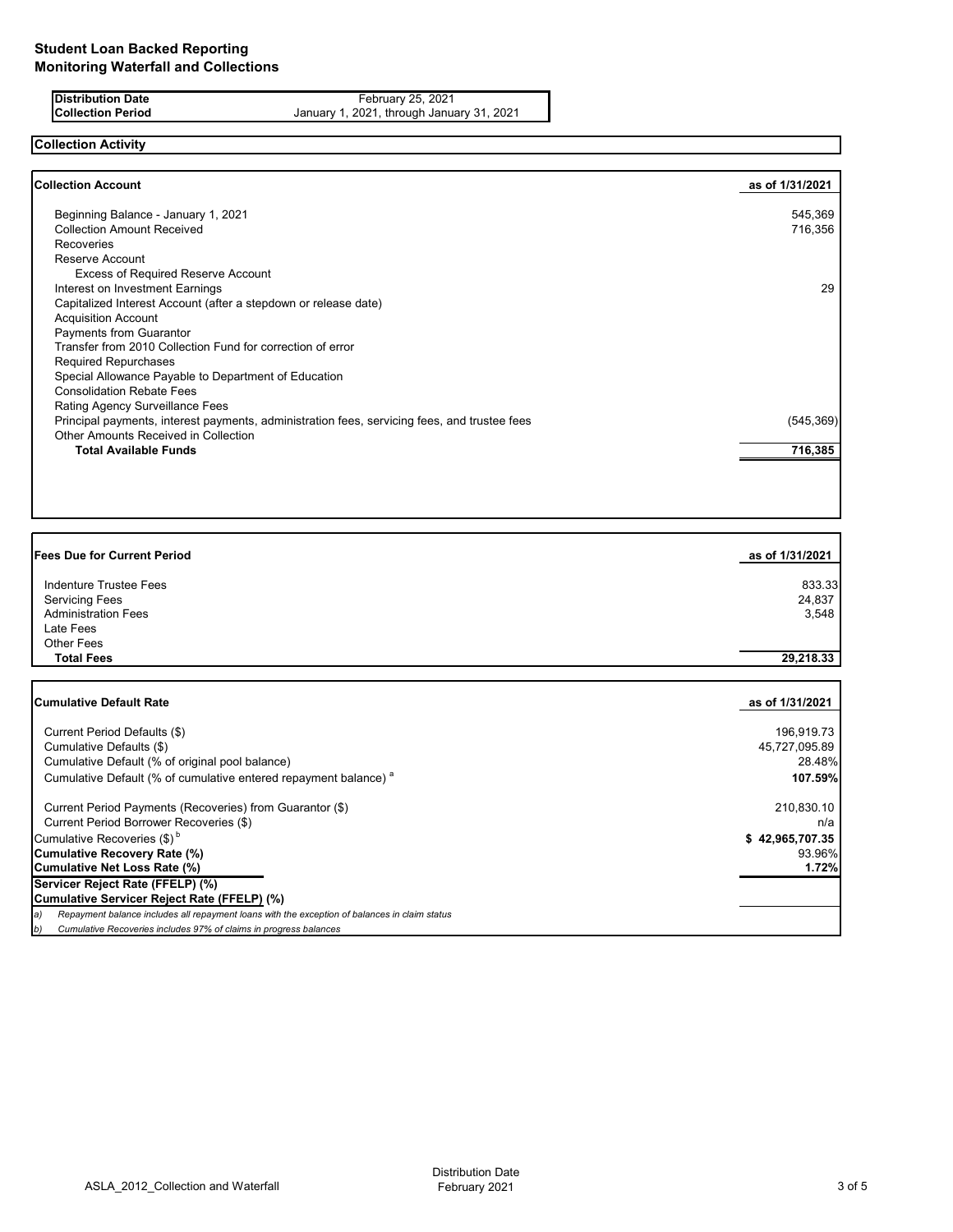# Student Loan Backed Reporting
## Monitoring Waterfall and Collections

| | |
|---|---|
| **Distribution Date** | February 25, 2021 |
| **Collection Period** | January 1, 2021, through January 31, 2021 |

### Collection Activity

| **Collection Account** | **as of 1/31/2021** |
|---|---|
| Beginning Balance - January 1, 2021 | 545,369 |
| Collection Amount Received | 716,356 |
| Recoveries | |
| Reserve Account | |
| Excess of Required Reserve Account | |
| Interest on Investment Earnings | 29 |
| Capitalized Interest Account (after a stepdown or release date) | |
| Acquisition Account | |
| Payments from Guarantor | |
| Transfer from 2010 Collection Fund for correction of error | |
| Required Repurchases | |
| Special Allowance Payable to Department of Education | |
| Consolidation Rebate Fees | |
| Rating Agency Surveillance Fees | |
| Principal payments, interest payments, administration fees, servicing fees, and trustee fees | (545,369) |
| Other Amounts Received in Collection | |
| **Total Available Funds** | **716,385** |

| **Fees Due for Current Period** | **as of 1/31/2021** |
|---|---|
| Indenture Trustee Fees | 833.33 |
| Servicing Fees | 24,837 |
| Administration Fees | 3,548 |
| Late Fees | |
| Other Fees | |
| **Total Fees** | **29,218.33** |

| **Cumulative Default Rate** | **as of 1/31/2021** |
|---|---|
| Current Period Defaults ($) | 196,919.73 |
| Cumulative Defaults ($) | 45,727,095.89 |
| Cumulative Default (% of original pool balance) | 28.48% |
| Cumulative Default (% of cumulative entered repayment balance) [a] | **107.59%** |
| Current Period Payments (Recoveries) from Guarantor ($) | 210,830.10 |
| Current Period Borrower Recoveries ($) | n/a |
| Cumulative Recoveries ($) [b] | **$ 42,965,707.35** |
| **Cumulative Recovery Rate (%)** | 93.96% |
| **Cumulative Net Loss Rate (%)** | **1.72%** |
| **Servicer Reject Rate (FFELP) (%)** | |
| **Cumulative Servicer Reject Rate (FFELP) (%)** | |

*a) Repayment balance includes all repayment loans with the exception of balances in claim status*

*b) Cumulative Recoveries includes 97% of claims in progress balances*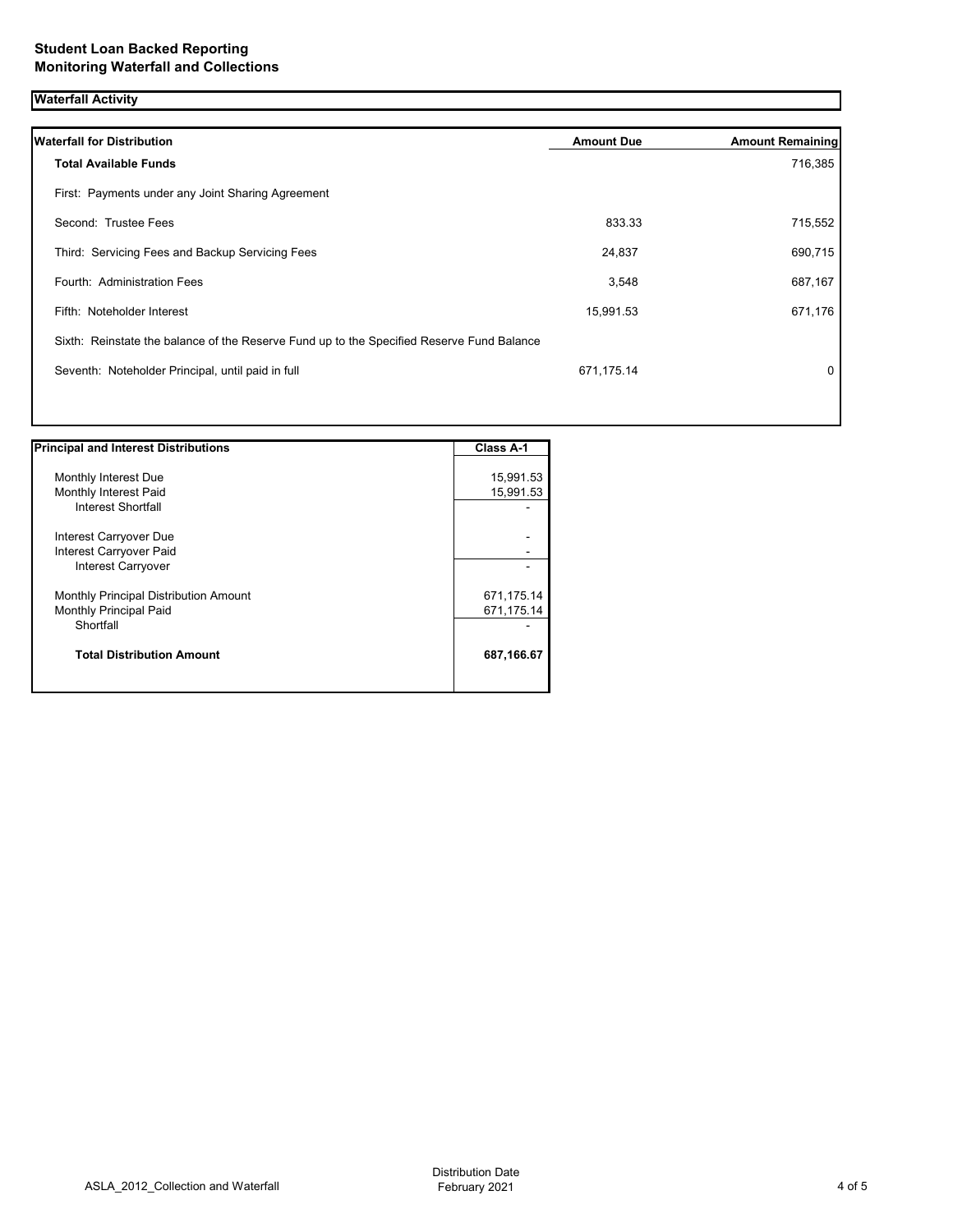**Student Loan Backed Reporting**
**Monitoring Waterfall and Collections**

## Waterfall Activity

| Waterfall for Distribution | Amount Due | Amount Remaining |
|---|---|---|
| **Total Available Funds** | | 716,385 |
| First: Payments under any Joint Sharing Agreement | | |
| Second: Trustee Fees | 833.33 | 715,552 |
| Third: Servicing Fees and Backup Servicing Fees | 24,837 | 690,715 |
| Fourth: Administration Fees | 3,548 | 687,167 |
| Fifth: Noteholder Interest | 15,991.53 | 671,176 |
| Sixth: Reinstate the balance of the Reserve Fund up to the Specified Reserve Fund Balance | | |
| Seventh: Noteholder Principal, until paid in full | 671,175.14 | 0 |

| Principal and Interest Distributions | Class A-1 |
|---|---|
| Monthly Interest Due | 15,991.53 |
| Monthly Interest Paid | 15,991.53 |
| Interest Shortfall | - |
| Interest Carryover Due | - |
| Interest Carryover Paid | - |
| Interest Carryover | - |
| Monthly Principal Distribution Amount | 671,175.14 |
| Monthly Principal Paid | 671,175.14 |
| Shortfall | - |
| **Total Distribution Amount** | **687,166.67** |

ASLA_2012_Collection and Waterfall

Distribution Date
February 2021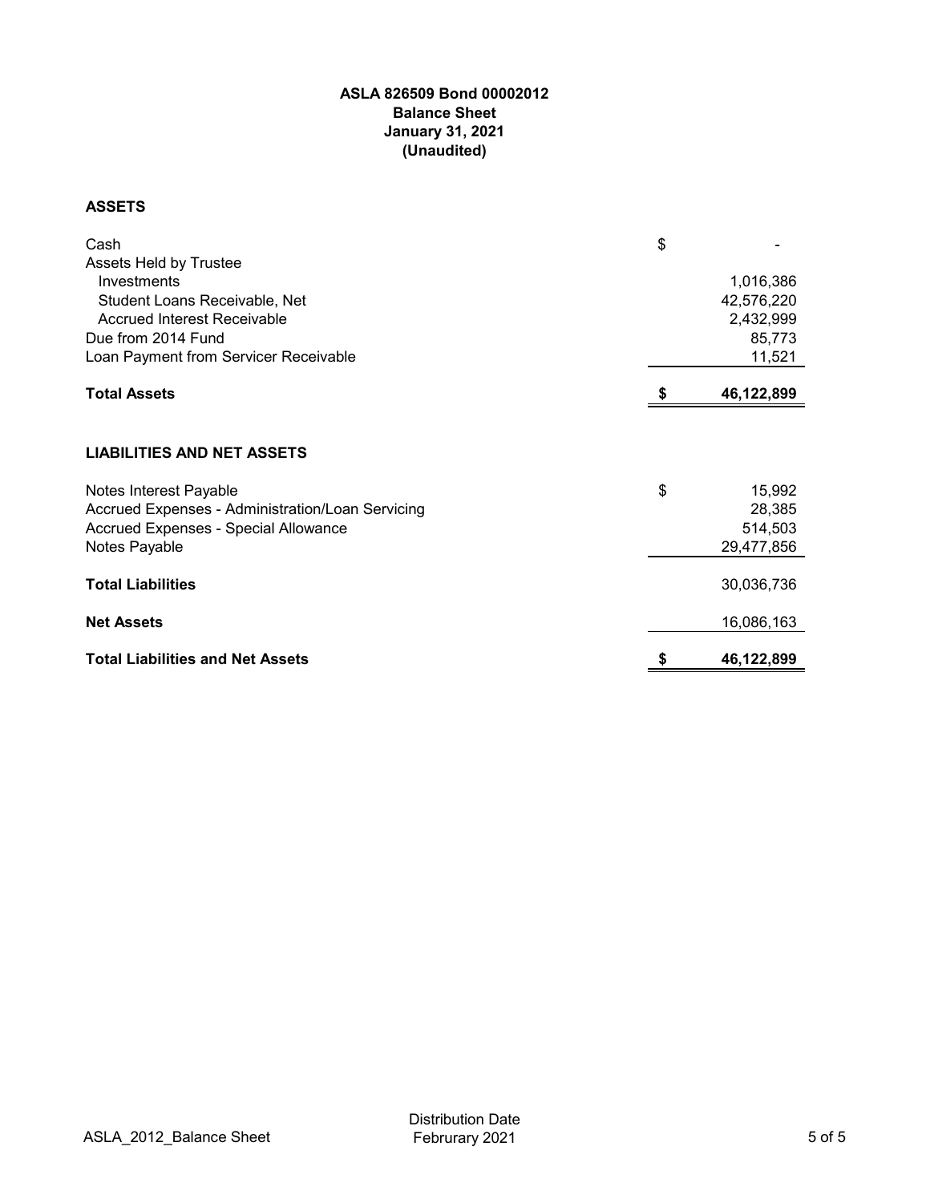**ASLA 826509 Bond 00002012**
**Balance Sheet**
**January 31, 2021**
**(Unaudited)**

**ASSETS**

| | | |
|---|---|---|
| Cash | $ | - |
| Assets Held by Trustee | | |
| Investments | | 1,016,386 |
| Student Loans Receivable, Net | | 42,576,220 |
| Accrued Interest Receivable | | 2,432,999 |
| Due from 2014 Fund | | 85,773 |
| Loan Payment from Servicer Receivable | | 11,521 |
| **Total Assets** | **$** | **46,122,899** |

**LIABILITIES AND NET ASSETS**

| | | |
|---|---|---|
| Notes Interest Payable | $ | 15,992 |
| Accrued Expenses - Administration/Loan Servicing | | 28,385 |
| Accrued Expenses - Special Allowance | | 514,503 |
| Notes Payable | | 29,477,856 |
| **Total Liabilities** | | 30,036,736 |
| **Net Assets** | | 16,086,163 |
| **Total Liabilities and Net Assets** | **$** | **46,122,899** |

ASLA_2012_Balance Sheet

Distribution Date
Februrary 2021